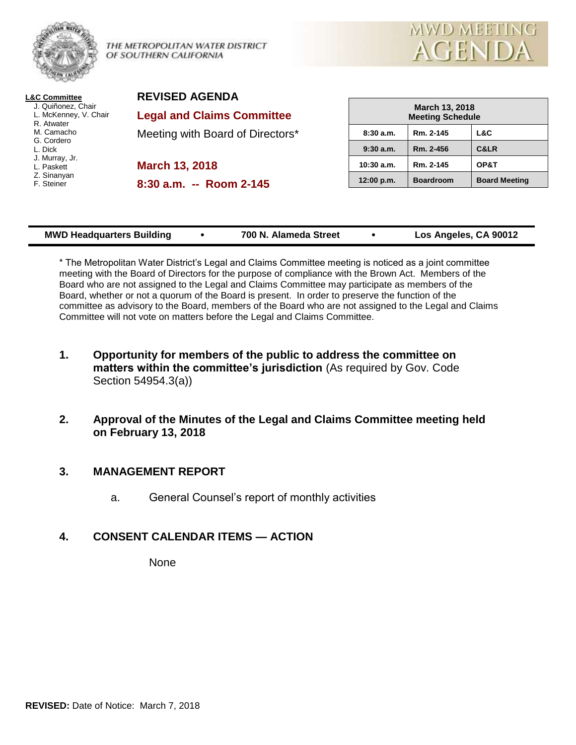THE METROPOLITAN WATER DISTRICT OF SOUTHERN CALIFORNIA

MWD MEETING AGENDA

**L&C Committee**
J. Quiñonez, Chair
L. McKenney, V. Chair
R. Atwater
M. Camacho
G. Cordero
L. Dick
J. Murray, Jr.
L. Paskett
Z. Sinanyan
F. Steiner

# REVISED AGENDA

## Legal and Claims Committee

Meeting with Board of Directors*

**March 13, 2018**

**8:30 a.m. -- Room 2-145**

| March 13, 2018 Meeting Schedule | | |
|---|---|---|
| 8:30 a.m. | Rm. 2-145 | L&C |
| 9:30 a.m. | Rm. 2-456 | C&LR |
| 10:30 a.m. | Rm. 2-145 | OP&T |
| 12:00 p.m. | Boardroom | Board Meeting |

**MWD Headquarters Building • 700 N. Alameda Street • Los Angeles, CA 90012**

* The Metropolitan Water District's Legal and Claims Committee meeting is noticed as a joint committee meeting with the Board of Directors for the purpose of compliance with the Brown Act. Members of the Board who are not assigned to the Legal and Claims Committee may participate as members of the Board, whether or not a quorum of the Board is present. In order to preserve the function of the committee as advisory to the Board, members of the Board who are not assigned to the Legal and Claims Committee will not vote on matters before the Legal and Claims Committee.

1. **Opportunity for members of the public to address the committee on matters within the committee's jurisdiction** (As required by Gov. Code Section 54954.3(a))

2. **Approval of the Minutes of the Legal and Claims Committee meeting held on February 13, 2018**

3. **MANAGEMENT REPORT**

   a. General Counsel's report of monthly activities

4. **CONSENT CALENDAR ITEMS — ACTION**

   None

**REVISED:** Date of Notice: March 7, 2018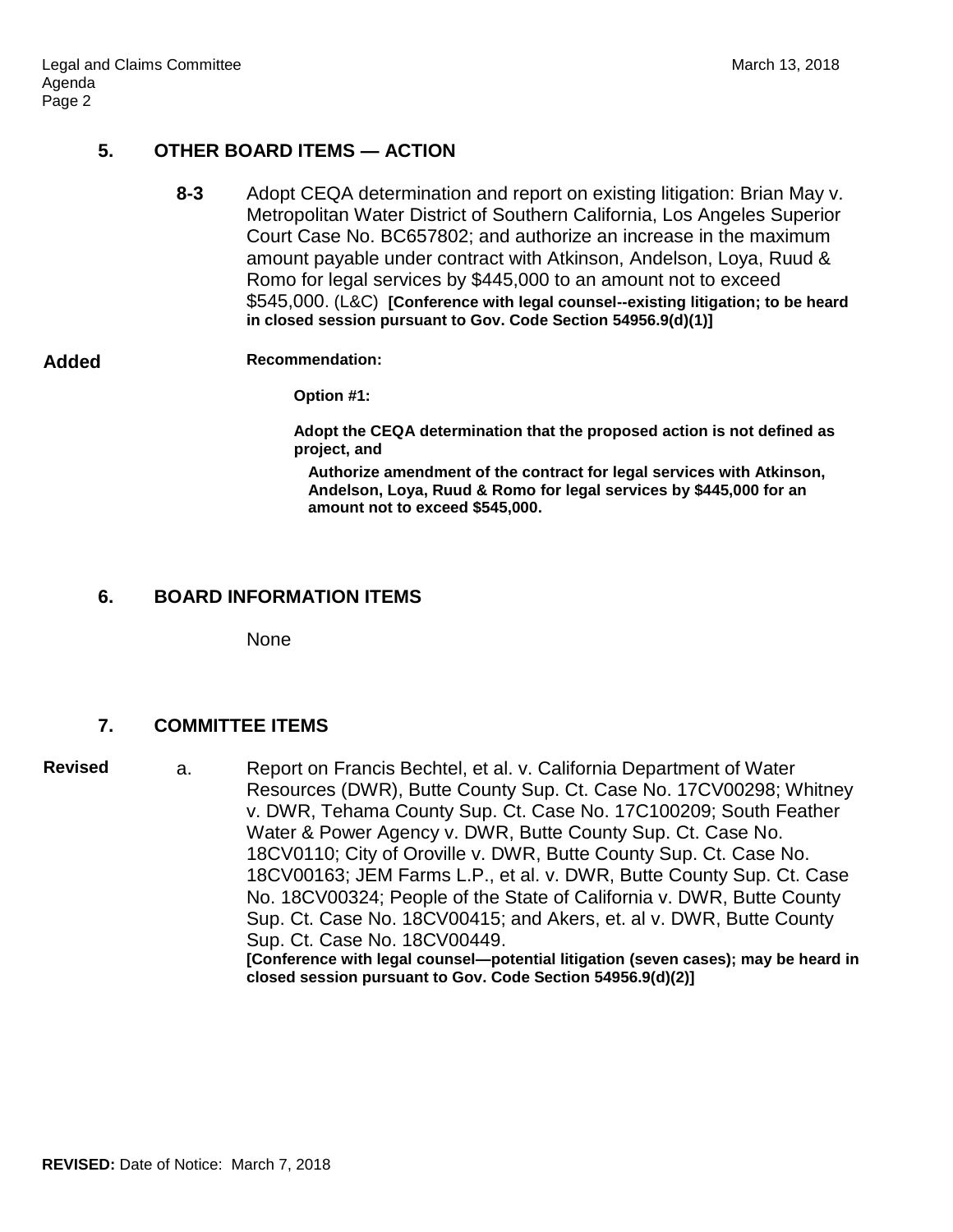## 5. OTHER BOARD ITEMS — ACTION

**8-3** Adopt CEQA determination and report on existing litigation: Brian May v. Metropolitan Water District of Southern California, Los Angeles Superior Court Case No. BC657802; and authorize an increase in the maximum amount payable under contract with Atkinson, Andelson, Loya, Ruud & Romo for legal services by $445,000 to an amount not to exceed $545,000. (L&C) **[Conference with legal counsel--existing litigation; to be heard in closed session pursuant to Gov. Code Section 54956.9(d)(1)]**

**Added** **Recommendation:**

**Option #1:**

**Adopt the CEQA determination that the proposed action is not defined as project, and**

**Authorize amendment of the contract for legal services with Atkinson, Andelson, Loya, Ruud & Romo for legal services by $445,000 for an amount not to exceed $545,000.**

## 6. BOARD INFORMATION ITEMS

None

## 7. COMMITTEE ITEMS

**Revised** a. Report on Francis Bechtel, et al. v. California Department of Water Resources (DWR), Butte County Sup. Ct. Case No. 17CV00298; Whitney v. DWR, Tehama County Sup. Ct. Case No. 17C100209; South Feather Water & Power Agency v. DWR, Butte County Sup. Ct. Case No. 18CV0110; City of Oroville v. DWR, Butte County Sup. Ct. Case No. 18CV00163; JEM Farms L.P., et al. v. DWR, Butte County Sup. Ct. Case No. 18CV00324; People of the State of California v. DWR, Butte County Sup. Ct. Case No. 18CV00415; and Akers, et. al v. DWR, Butte County Sup. Ct. Case No. 18CV00449.
**[Conference with legal counsel—potential litigation (seven cases); may be heard in closed session pursuant to Gov. Code Section 54956.9(d)(2)]**

**REVISED:** Date of Notice: March 7, 2018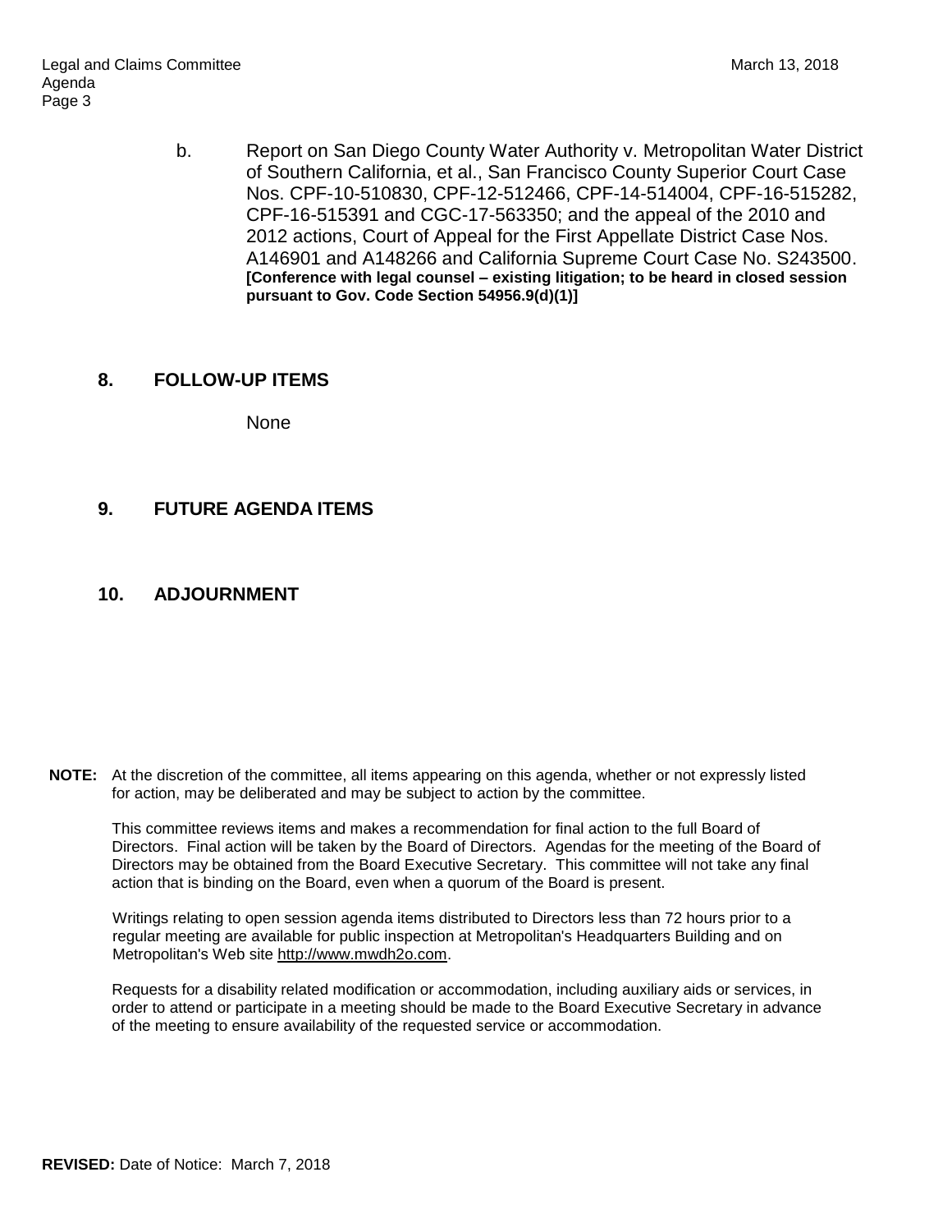b. Report on San Diego County Water Authority v. Metropolitan Water District of Southern California, et al., San Francisco County Superior Court Case Nos. CPF-10-510830, CPF-12-512466, CPF-14-514004, CPF-16-515282, CPF-16-515391 and CGC-17-563350; and the appeal of the 2010 and 2012 actions, Court of Appeal for the First Appellate District Case Nos. A146901 and A148266 and California Supreme Court Case No. S243500. **[Conference with legal counsel – existing litigation; to be heard in closed session pursuant to Gov. Code Section 54956.9(d)(1)]**

## 8. FOLLOW-UP ITEMS

None

## 9. FUTURE AGENDA ITEMS

## 10. ADJOURNMENT

**NOTE:** At the discretion of the committee, all items appearing on this agenda, whether or not expressly listed for action, may be deliberated and may be subject to action by the committee.

This committee reviews items and makes a recommendation for final action to the full Board of Directors. Final action will be taken by the Board of Directors. Agendas for the meeting of the Board of Directors may be obtained from the Board Executive Secretary. This committee will not take any final action that is binding on the Board, even when a quorum of the Board is present.

Writings relating to open session agenda items distributed to Directors less than 72 hours prior to a regular meeting are available for public inspection at Metropolitan's Headquarters Building and on Metropolitan's Web site http://www.mwdh2o.com.

Requests for a disability related modification or accommodation, including auxiliary aids or services, in order to attend or participate in a meeting should be made to the Board Executive Secretary in advance of the meeting to ensure availability of the requested service or accommodation.

**REVISED:** Date of Notice: March 7, 2018